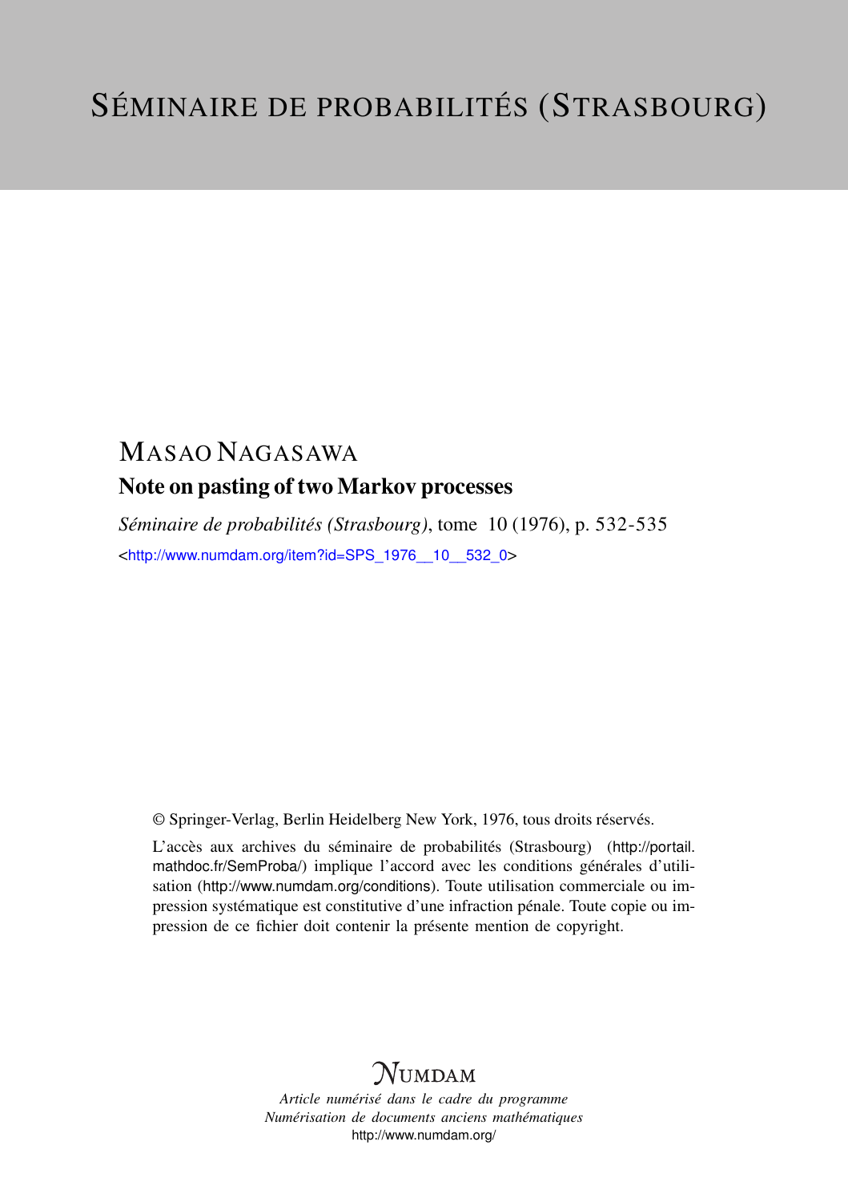# SÉMINAIRE DE PROBABILITÉS (STRASBOURG)

## MASAO NAGASAWA

### Note on pasting of two Markov processes

*Séminaire de probabilités (Strasbourg)*, tome 10 (1976), p. 532-535

<http://www.numdam.org/item?id=SPS_1976__10__532_0>

© Springer-Verlag, Berlin Heidelberg New York, 1976, tous droits réservés.

L'accès aux archives du séminaire de probabilités (Strasbourg) (http://portail.mathdoc.fr/SemProba/) implique l'accord avec les conditions générales d'utilisation (http://www.numdam.org/conditions). Toute utilisation commerciale ou impression systématique est constitutive d'une infraction pénale. Toute copie ou impression de ce fichier doit contenir la présente mention de copyright.

NUMDAM

*Article numérisé dans le cadre du programme*
*Numérisation de documents anciens mathématiques*
http://www.numdam.org/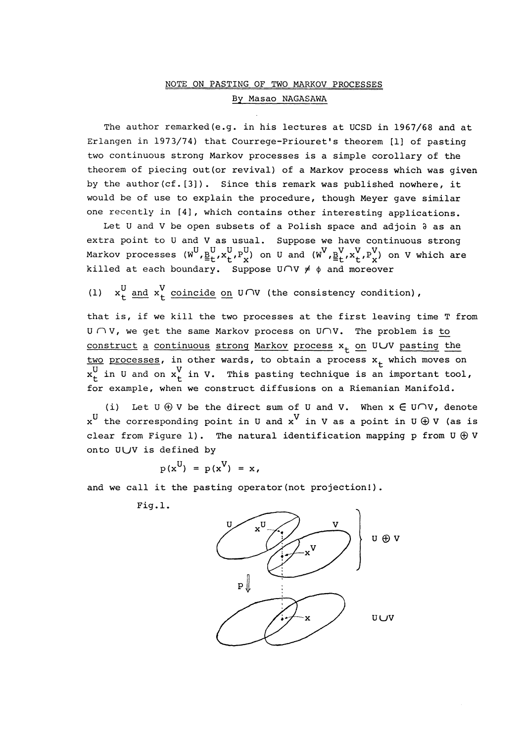# NOTE ON PASTING OF TWO MARKOV PROCESSES

By Masao NAGASAWA

The author remarked(e.g. in his lectures at UCSD in 1967/68 and at Erlangen in 1973/74) that Courrege-Priouret's theorem [1] of pasting two continuous strong Markov processes is a simple corollary of the theorem of piecing out(or revival) of a Markov process which was given by the author(cf.[3]). Since this remark was published nowhere, it would be of use to explain the procedure, though Meyer gave similar one recently in [4], which contains other interesting applications.

Let U and V be open subsets of a Polish space and adjoin $\partial$ as an extra point to U and V as usual. Suppose we have continuous strong Markov processes $(W^U, \underline{\underline{B}}_t^U, x_t^U, P_x^U)$ on U and $(W^V, \underline{\underline{B}}_t^V, x_t^V, P_x^V)$ on V which are killed at each boundary. Suppose $U \cap V \neq \phi$ and moreover

(1) $x_t^U$ and $x_t^V$ coincide on $U \cap V$ (the consistency condition),

that is, if we kill the two processes at the first leaving time T from $U \cap V$, we get the same Markov process on $U \cap V$. The problem is to construct a continuous strong Markov process $x_t$ on $U \cup V$ pasting the two processes, in other wards, to obtain a process $x_t$ which moves on $x_t^U$ in U and on $x_t^V$ in V. This pasting technique is an important tool, for example, when we construct diffusions on a Riemanian Manifold.

(i) Let $U \oplus V$ be the direct sum of U and V. When $x \in U \cap V$, denote $x^U$ the corresponding point in U and $x^V$ in V as a point in $U \oplus V$ (as is clear from Figure 1). The natural identification mapping p from $U \oplus V$ onto $U \cup V$ is defined by

$$p(x^U) = p(x^V) = x,$$

and we call it the pasting operator(not projection!).

Fig.1.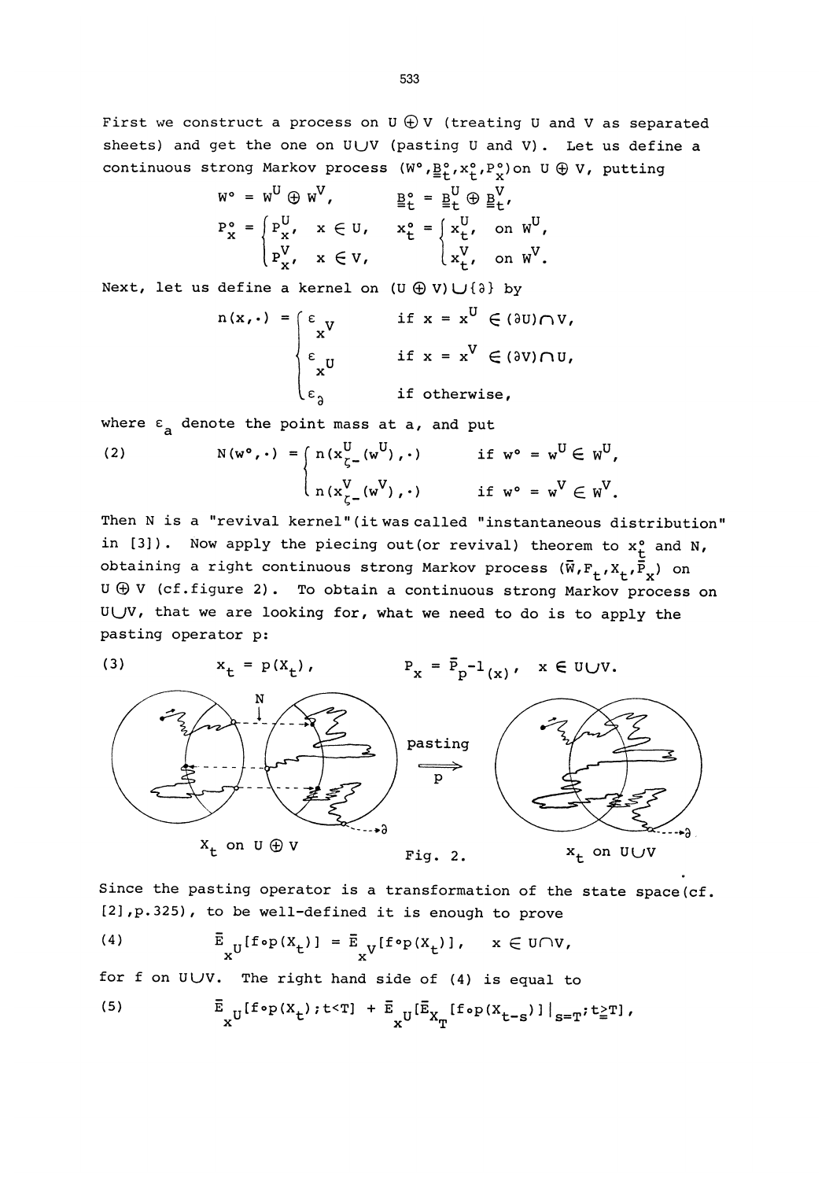First we construct a process on $U \oplus V$ (treating U and V as separated sheets) and get the one on $U \cup V$ (pasting U and V). Let us define a continuous strong Markov process $(W^\circ, \underline{\underline{B}}_t^\circ, x_t^\circ, P_x^\circ)$ on $U \oplus V$, putting

$$W^\circ = W^U \oplus W^V, \qquad \underline{\underline{B}}_t^\circ = \underline{\underline{B}}_t^U \oplus \underline{\underline{B}}_t^V,$$

$$P_x^\circ = \begin{cases} P_x^U, & x \in U, \\ P_x^V, & x \in V, \end{cases} \qquad x_t^\circ = \begin{cases} x_t^U, & \text{on } W^U, \\ x_t^V, & \text{on } W^V. \end{cases}$$

Next, let us define a kernel on $(U \oplus V) \cup \{\partial\}$ by

$$n(x, \cdot) = \begin{cases} \varepsilon_{x^V} & \text{if } x = x^U \in (\partial U) \cap V, \\ \varepsilon_{x^U} & \text{if } x = x^V \in (\partial V) \cap U, \\ \varepsilon_\partial & \text{if otherwise,} \end{cases}$$

where $\varepsilon_a$ denote the point mass at a, and put

$$(2) \qquad N(w^\circ, \cdot) = \begin{cases} n(x_{\zeta-}^U(w^U), \cdot) & \text{if } w^\circ = w^U \in W^U, \\ n(x_{\zeta-}^V(w^V), \cdot) & \text{if } w^\circ = w^V \in W^V. \end{cases}$$

Then N is a "revival kernel"(it was called "instantaneous distribution" in [3]). Now apply the piecing out(or revival) theorem to $x_t^\circ$ and N, obtaining a right continuous strong Markov process $(\bar{W}, F_t, X_t, \bar{P}_x)$ on $U \oplus V$ (cf.figure 2). To obtain a continuous strong Markov process on $U \cup V$, that we are looking for, what we need to do is to apply the pasting operator p:

$$(3) \qquad x_t = p(X_t), \qquad P_x = \bar{P}_{p^{-1}(x)}, \quad x \in U \cup V.$$

Fig. 2.

Since the pasting operator is a transformation of the state space(cf. [2],p.325), to be well-defined it is enough to prove

$$(4) \qquad \bar{E}_{x^U}[f \circ p(X_t)] = \bar{E}_{x^V}[f \circ p(X_t)], \quad x \in U \cap V,$$

for f on $U \cup V$. The right hand side of (4) is equal to

$$(5) \qquad \bar{E}_{x^U}[f \circ p(X_t); t < T] + \bar{E}_{x^U}[\bar{E}_{X_T}[f \circ p(X_{t-s})]|_{s=T}; t \geq T],$$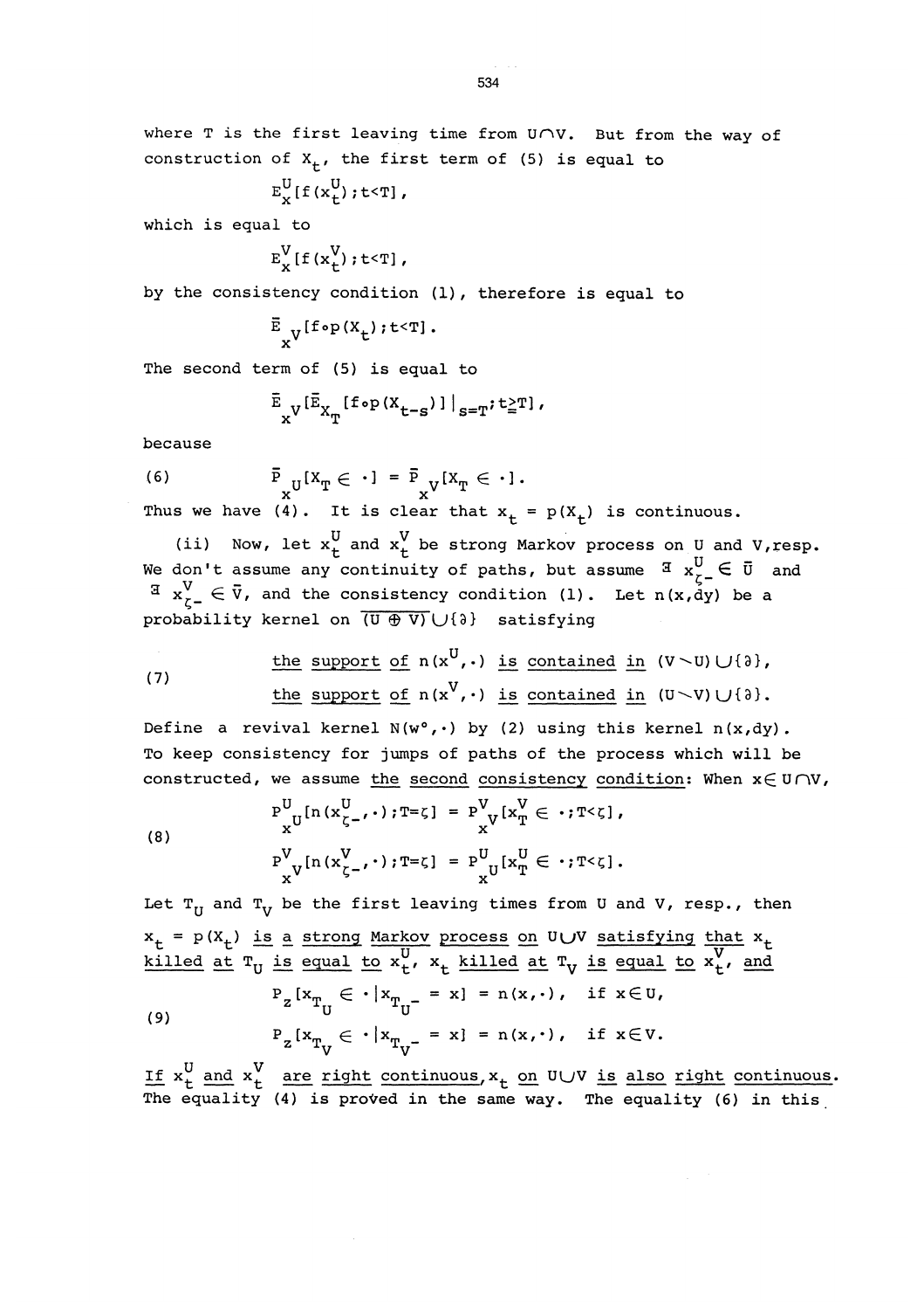where T is the first leaving time from $U \cap V$. But from the way of construction of $X_t$, the first term of (5) is equal to

$$E^U_x[f(x^U_t); t<T],$$

which is equal to

$$E^V_x[f(x^V_t); t<T],$$

by the consistency condition (1), therefore is equal to

$$\bar{E}_{x^V}[f \circ p(X_t); t<T].$$

The second term of (5) is equal to

$$\bar{E}_{x^V}[\bar{E}_{X_T}[f \circ p(X_{t-s})]|_{s=T}; t \geq T],$$

because

$$\bar{P}_{x^U}[X_T \in \cdot] = \bar{P}_{x^V}[X_T \in \cdot]. \tag{6}$$

Thus we have (4). It is clear that $x_t = p(X_t)$ is continuous.

(ii) Now, let $x^U_t$ and $x^V_t$ be strong Markov process on U and V, resp. We don't assume any continuity of paths, but assume $\exists\, x^U_{\zeta-} \in \bar{U}$ and $\exists\, x^V_{\zeta-} \in \bar{V}$, and the consistency condition (1). Let $n(x,dy)$ be a probability kernel on $\overline{(U \oplus V)} \cup \{\partial\}$ satisfying

$$\begin{aligned} &\underline{\text{the support of } n(x^U,\cdot) \text{ is contained in } (V \setminus U) \cup \{\partial\}}, \\ &\underline{\text{the support of } n(x^V,\cdot) \text{ is contained in } (U \setminus V) \cup \{\partial\}}. \end{aligned} \tag{7}$$

Define a revival kernel $N(w^\circ,\cdot)$ by (2) using this kernel $n(x,dy)$. To keep consistency for jumps of paths of the process which will be constructed, we assume <u>the second consistency condition</u>: When $x \in U \cap V$,

$$\begin{aligned} P^U_{x^U}[n(x^U_{\zeta-},\cdot); T=\zeta] &= P^V_{x^V}[x^V_T \in \cdot; T<\zeta], \\ P^V_{x^V}[n(x^V_{\zeta-},\cdot); T=\zeta] &= P^U_{x^U}[x^U_T \in \cdot; T<\zeta]. \end{aligned} \tag{8}$$

Let $T_U$ and $T_V$ be the first leaving times from U and V, resp., then <u>$x_t = p(X_t)$ is a strong Markov process on $U \cup V$ satisfying that $x_t$ killed at $T_U$ is equal to $x^U_t$, $x_t$ killed at $T_V$ is equal to $x^V_t$, and</u>

$$\begin{aligned} P_z[x_{T_U} \in \cdot \,|\, x_{T_U-} = x] &= n(x,\cdot), \quad \text{if } x \in U, \\ P_z[x_{T_V} \in \cdot \,|\, x_{T_V-} = x] &= n(x,\cdot), \quad \text{if } x \in V. \end{aligned} \tag{9}$$

<u>If $x^U_t$ and $x^V_t$ are right continuous, $x_t$ on $U \cup V$ is also right continuous.</u> The equality (4) is proved in the same way. The equality (6) in this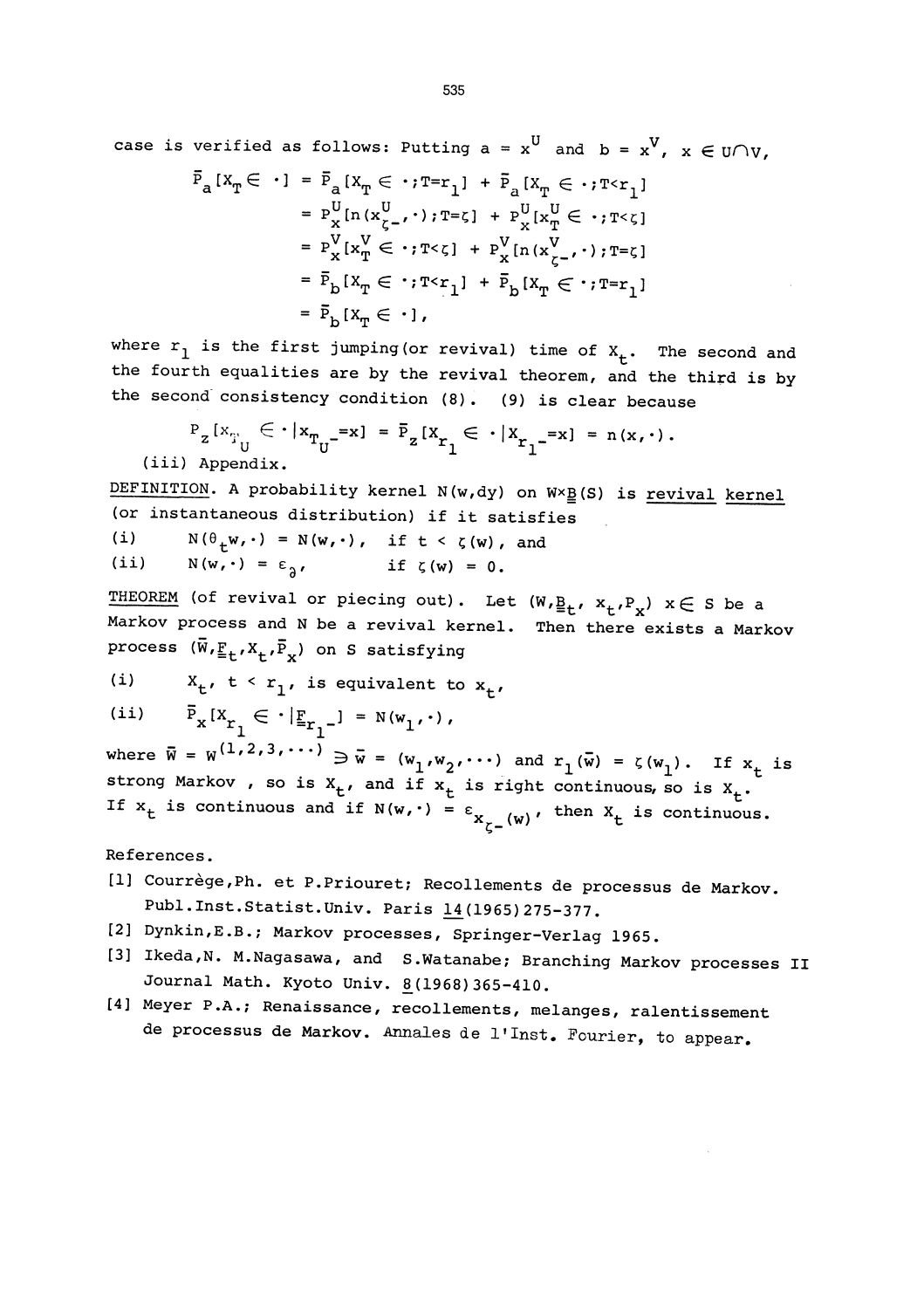case is verified as follows: Putting $a = x^U$ and $b = x^V$, $x \in U \cap V$,

$$
\begin{aligned}
\bar{P}_a[X_T \in \cdot\,] &= \bar{P}_a[X_T \in \cdot\,; T=r_1] + \bar{P}_a[X_T \in \cdot\,; T<r_1] \\
&= P_x^U[n(x_{\zeta-}^U, \cdot); T=\zeta] + P_x^U[x_T^U \in \cdot\,; T<\zeta] \\
&= P_x^V[x_T^V \in \cdot\,; T<\zeta] + P_x^V[n(x_{\zeta-}^V, \cdot); T=\zeta] \\
&= \bar{P}_b[X_T \in \cdot\,; T<r_1] + \bar{P}_b[X_T \in \cdot\,; T=r_1] \\
&= \bar{P}_b[X_T \in \cdot\,],
\end{aligned}
$$

where $r_1$ is the first jumping (or revival) time of $X_t$. The second and the fourth equalities are by the revival theorem, and the third is by the second consistency condition (8). (9) is clear because

$$
P_z[x_{\tau_U} \in \cdot \mid x_{\tau_U -} = x] = \bar{P}_z[X_{r_1} \in \cdot \mid X_{r_1 -} = x] = n(x, \cdot).
$$

(iii) Appendix.

<u>DEFINITION</u>. A probability kernel $N(w, dy)$ on $W \times \underline{\underline{B}}(S)$ is <u>revival kernel</u> (or instantaneous distribution) if it satisfies

(i) $\quad N(\theta_t w, \cdot) = N(w, \cdot)$, $\quad$ if $t < \zeta(w)$, and

(ii) $\quad N(w, \cdot) = \varepsilon_\partial$, $\quad$ if $\zeta(w) = 0$.

<u>THEOREM</u> (of revival or piecing out). Let $(W, \underline{\underline{B}}_t, x_t, P_x)$ $x \in S$ be a Markov process and $N$ be a revival kernel. Then there exists a Markov process $(\bar{W}, \underline{\underline{F}}_t, X_t, \bar{P}_x)$ on $S$ satisfying

(i) $\quad X_t$, $t < r_1$, is equivalent to $x_t$,

(ii) $\quad \bar{P}_x[X_{r_1} \in \cdot \mid \underline{\underline{F}}_{r_1 -}] = N(w_1, \cdot)$,

where $\bar{W} = W^{(1,2,3,\cdots)} \ni \bar{w} = (w_1, w_2, \cdots)$ and $r_1(\bar{w}) = \zeta(w_1)$. If $x_t$ is strong Markov, so is $X_t$, and if $x_t$ is right continuous, so is $X_t$. If $x_t$ is continuous and if $N(w, \cdot) = \varepsilon_{x_{\zeta-}(w)}$, then $X_t$ is continuous.

References.

[1] Courrège, Ph. et P. Priouret; Recollements de processus de Markov. Publ. Inst. Statist. Univ. Paris <u>14</u> (1965) 275-377.

[2] Dynkin, E.B.; Markov processes, Springer-Verlag 1965.

[3] Ikeda, N. M. Nagasawa, and S. Watanabe; Branching Markov processes II Journal Math. Kyoto Univ. <u>8</u> (1968) 365-410.

[4] Meyer P.A.; Renaissance, recollements, melanges, ralentissement de processus de Markov. Annales de l'Inst. Fourier, to appear.